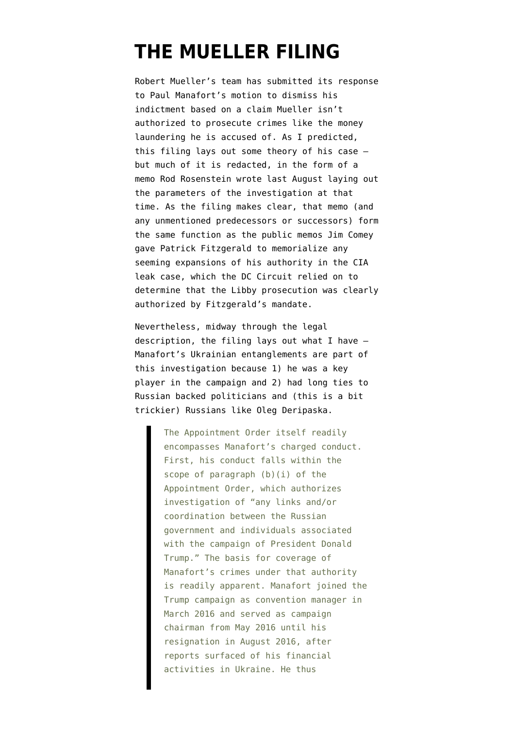# THE MUELLER FILING

Robert Mueller's team has submitted its response to Paul Manafort's motion to dismiss his indictment based on a claim Mueller isn't authorized to prosecute crimes like the money laundering he is accused of. As I predicted, this filing lays out some theory of his case — but much of it is redacted, in the form of a memo Rod Rosenstein wrote last August laying out the parameters of the investigation at that time. As the filing makes clear, that memo (and any unmentioned predecessors or successors) form the same function as the public memos Jim Comey gave Patrick Fitzgerald to memorialize any seeming expansions of his authority in the CIA leak case, which the DC Circuit relied on to determine that the Libby prosecution was clearly authorized by Fitzgerald's mandate.

Nevertheless, midway through the legal description, the filing lays out what I have — Manafort's Ukrainian entanglements are part of this investigation because 1) he was a key player in the campaign and 2) had long ties to Russian backed politicians and (this is a bit trickier) Russians like Oleg Deripaska.

> The Appointment Order itself readily encompasses Manafort's charged conduct. First, his conduct falls within the scope of paragraph (b)(i) of the Appointment Order, which authorizes investigation of "any links and/or coordination between the Russian government and individuals associated with the campaign of President Donald Trump." The basis for coverage of Manafort's crimes under that authority is readily apparent. Manafort joined the Trump campaign as convention manager in March 2016 and served as campaign chairman from May 2016 until his resignation in August 2016, after reports surfaced of his financial activities in Ukraine. He thus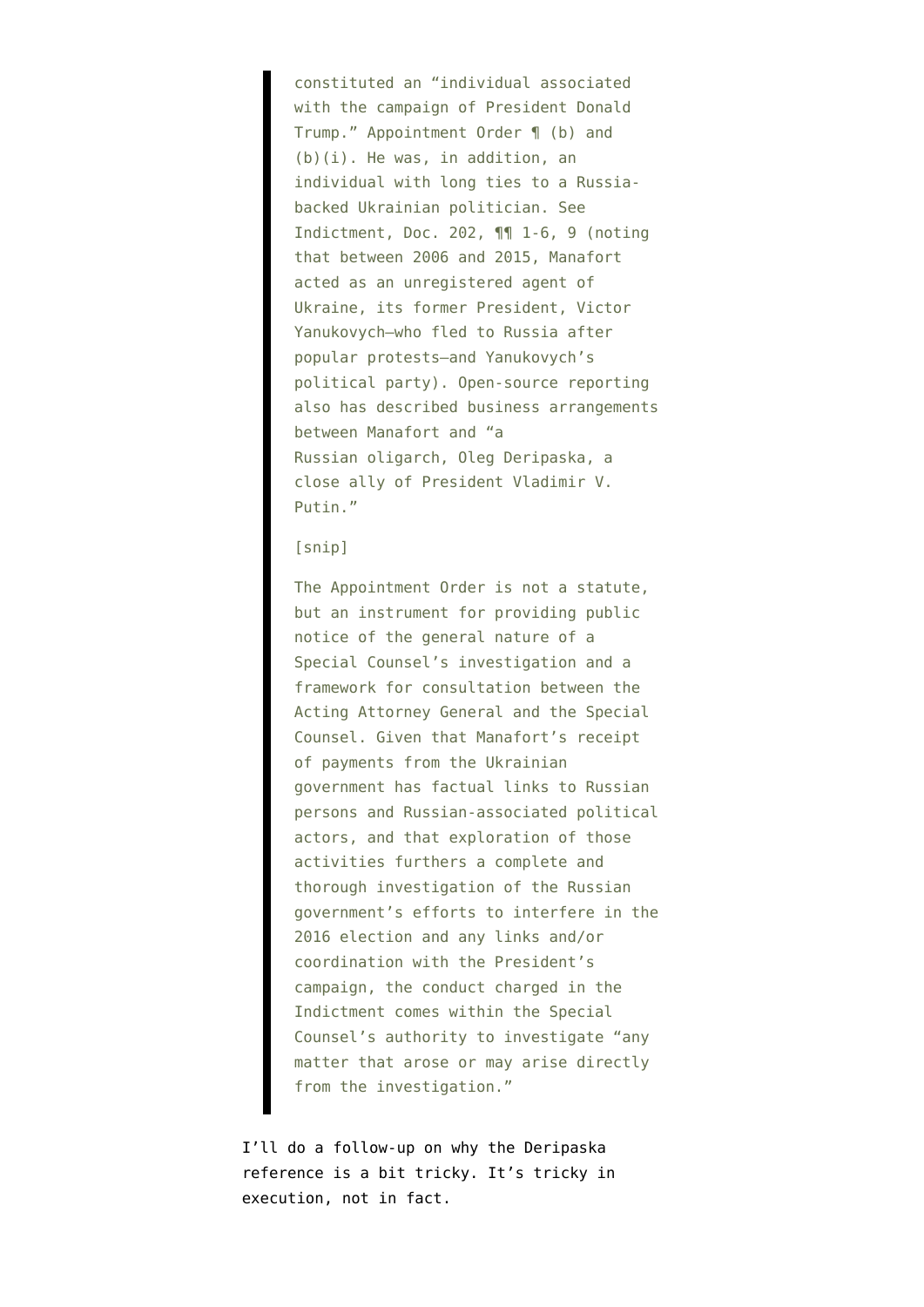> constituted an "individual associated with the campaign of President Donald Trump." Appointment Order ¶ (b) and (b)(i). He was, in addition, an individual with long ties to a Russia-backed Ukrainian politician. See Indictment, Doc. 202, ¶¶ 1-6, 9 (noting that between 2006 and 2015, Manafort acted as an unregistered agent of Ukraine, its former President, Victor Yanukovych—who fled to Russia after popular protests—and Yanukovych's political party). Open-source reporting also has described business arrangements between Manafort and "a Russian oligarch, Oleg Deripaska, a close ally of President Vladimir V. Putin."
>
> [snip]
>
> The Appointment Order is not a statute, but an instrument for providing public notice of the general nature of a Special Counsel's investigation and a framework for consultation between the Acting Attorney General and the Special Counsel. Given that Manafort's receipt of payments from the Ukrainian government has factual links to Russian persons and Russian-associated political actors, and that exploration of those activities furthers a complete and thorough investigation of the Russian government's efforts to interfere in the 2016 election and any links and/or coordination with the President's campaign, the conduct charged in the Indictment comes within the Special Counsel's authority to investigate "any matter that arose or may arise directly from the investigation."

I'll do a follow-up on why the Deripaska reference is a bit tricky. It's tricky in execution, not in fact.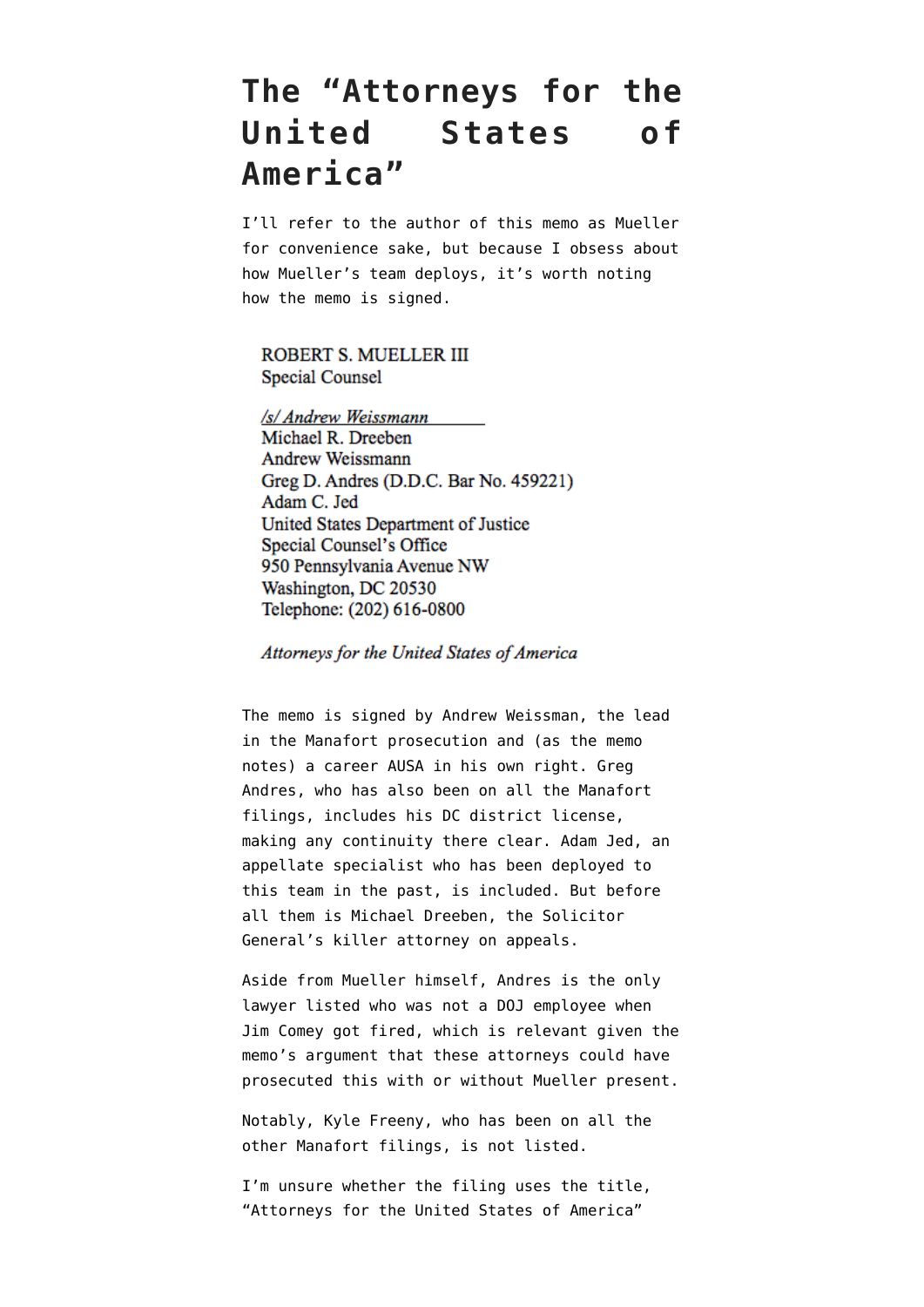# The "Attorneys for the United States of America"

I'll refer to the author of this memo as Mueller for convenience sake, but because I obsess about how Mueller's team deploys, it's worth noting how the memo is signed.

ROBERT S. MUELLER III
Special Counsel

*/s/ Andrew Weissmann*
Michael R. Dreeben
Andrew Weissmann
Greg D. Andres (D.D.C. Bar No. 459221)
Adam C. Jed
United States Department of Justice
Special Counsel's Office
950 Pennsylvania Avenue NW
Washington, DC 20530
Telephone: (202) 616-0800

*Attorneys for the United States of America*

The memo is signed by Andrew Weissman, the lead in the Manafort prosecution and (as the memo notes) a career AUSA in his own right. Greg Andres, who has also been on all the Manafort filings, includes his DC district license, making any continuity there clear. Adam Jed, an appellate specialist who has been deployed to this team in the past, is included. But before all them is Michael Dreeben, the Solicitor General's killer attorney on appeals.

Aside from Mueller himself, Andres is the only lawyer listed who was not a DOJ employee when Jim Comey got fired, which is relevant given the memo's argument that these attorneys could have prosecuted this with or without Mueller present.

Notably, Kyle Freeny, who has been on all the other Manafort filings, is not listed.

I'm unsure whether the filing uses the title, "Attorneys for the United States of America"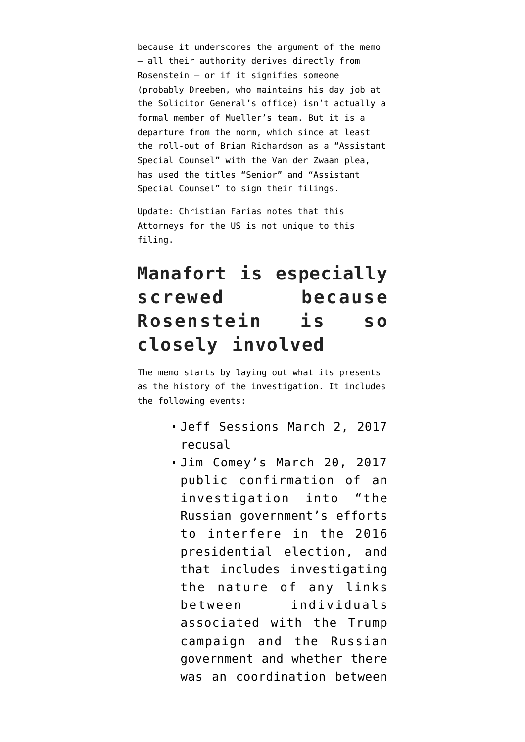because it underscores the argument of the memo — all their authority derives directly from Rosenstein — or if it signifies someone (probably Dreeben, who maintains his day job at the Solicitor General's office) isn't actually a formal member of Mueller's team. But it is a departure from the norm, which since at least the roll-out of Brian Richardson as a "Assistant Special Counsel" with the Van der Zwaan plea, has used the titles "Senior" and "Assistant Special Counsel" to sign their filings.

Update: Christian Farias notes that this Attorneys for the US is not unique to this filing.

## Manafort is especially screwed because Rosenstein is so closely involved

The memo starts by laying out what its presents as the history of the investigation. It includes the following events:

- Jeff Sessions March 2, 2017 recusal
- Jim Comey's March 20, 2017 public confirmation of an investigation into "the Russian government's efforts to interfere in the 2016 presidential election, and that includes investigating the nature of any links between individuals associated with the Trump campaign and the Russian government and whether there was an coordination between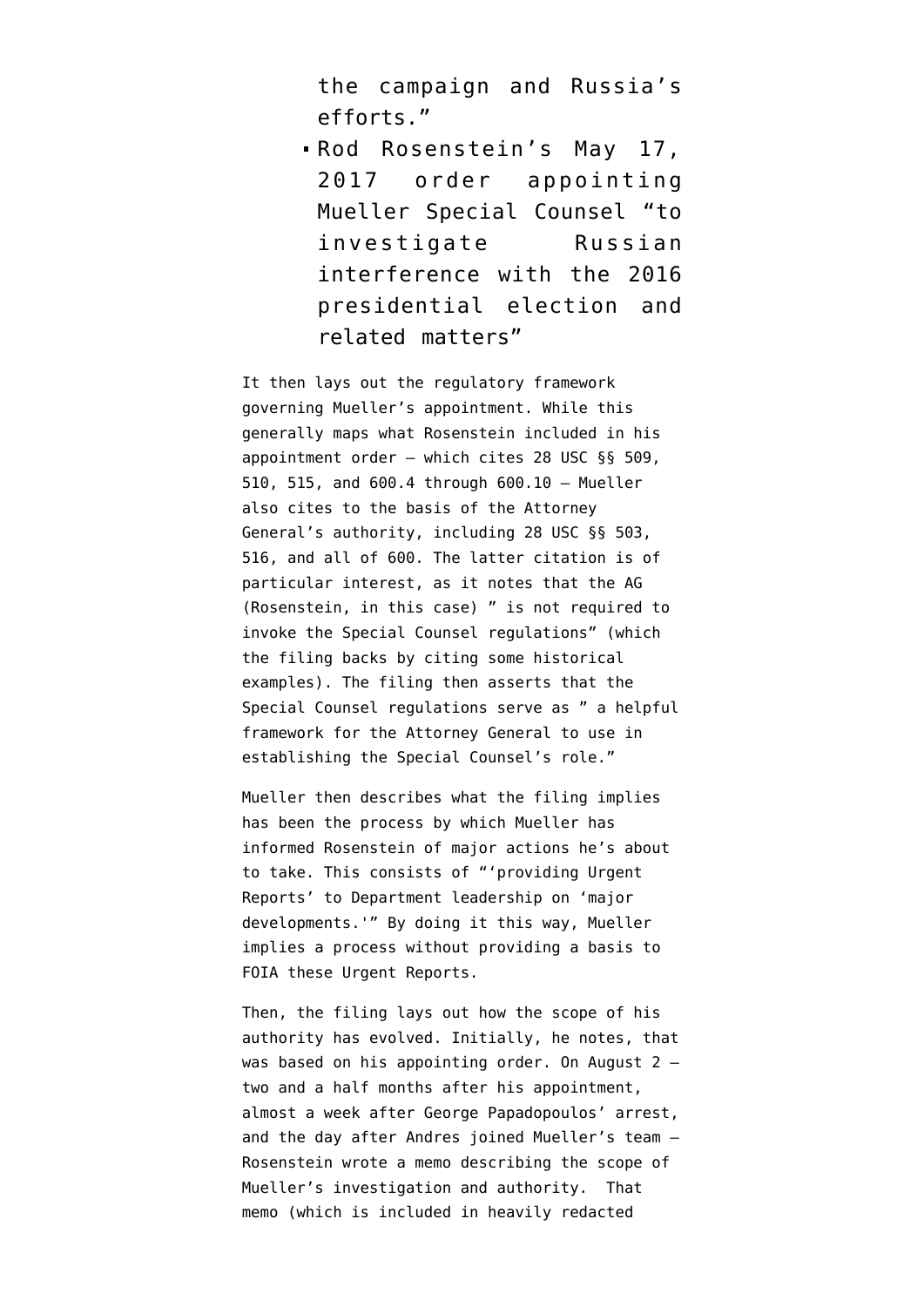the campaign and Russia's efforts."

- Rod Rosenstein's May 17, 2017 order appointing Mueller Special Counsel "to investigate Russian interference with the 2016 presidential election and related matters"

It then lays out the regulatory framework governing Mueller's appointment. While this generally maps what Rosenstein included in his appointment order — which cites 28 USC §§ 509, 510, 515, and 600.4 through 600.10 — Mueller also cites to the basis of the Attorney General's authority, including 28 USC §§ 503, 516, and all of 600. The latter citation is of particular interest, as it notes that the AG (Rosenstein, in this case) " is not required to invoke the Special Counsel regulations" (which the filing backs by citing some historical examples). The filing then asserts that the Special Counsel regulations serve as " a helpful framework for the Attorney General to use in establishing the Special Counsel's role."

Mueller then describes what the filing implies has been the process by which Mueller has informed Rosenstein of major actions he's about to take. This consists of "'providing Urgent Reports' to Department leadership on 'major developments.'" By doing it this way, Mueller implies a process without providing a basis to FOIA these Urgent Reports.

Then, the filing lays out how the scope of his authority has evolved. Initially, he notes, that was based on his appointing order. On August 2 — two and a half months after his appointment, almost a week after George Papadopoulos' arrest, and the day after Andres joined Mueller's team — Rosenstein wrote a memo describing the scope of Mueller's investigation and authority. That memo (which is included in heavily redacted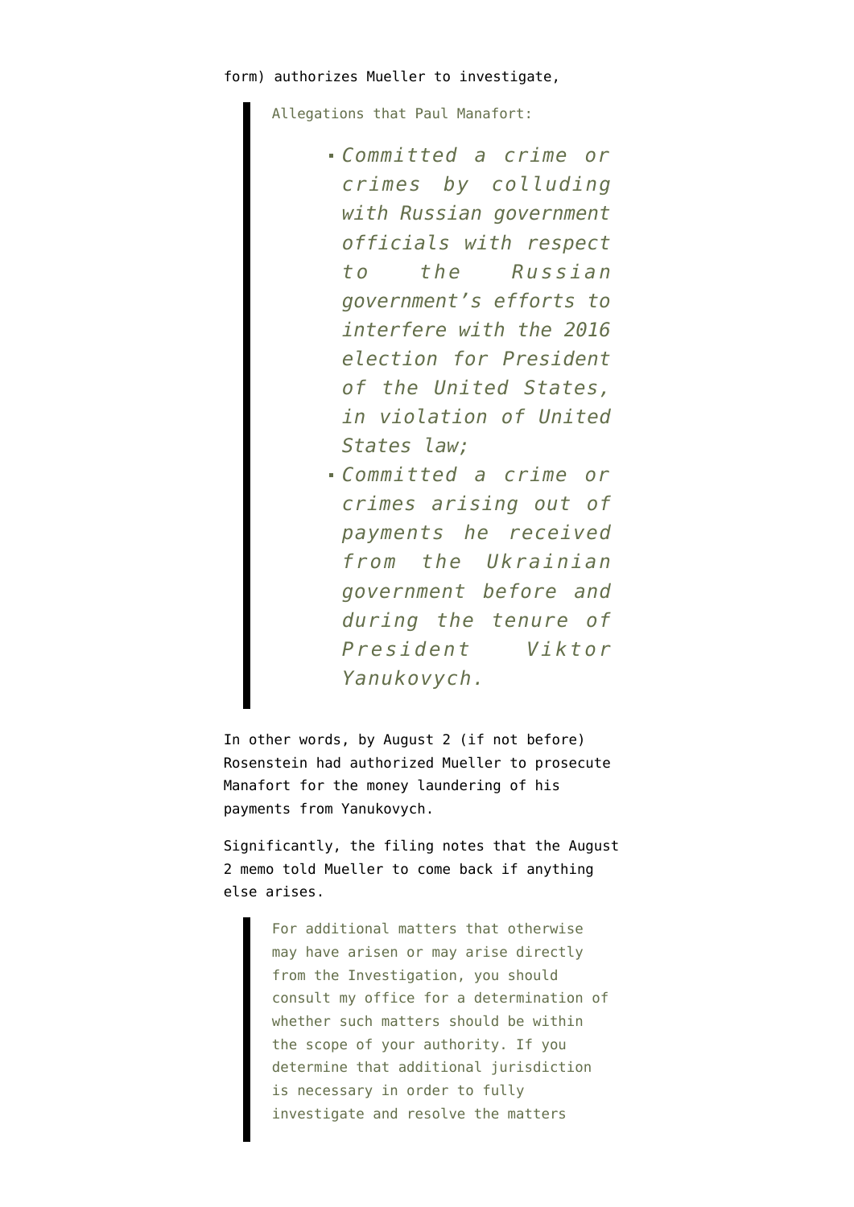form) authorizes Mueller to investigate,

> Allegations that Paul Manafort:
>
> - *Committed a crime or crimes by colluding with Russian government officials with respect to the Russian government's efforts to interfere with the 2016 election for President of the United States, in violation of United States law;*
> - *Committed a crime or crimes arising out of payments he received from the Ukrainian government before and during the tenure of President Viktor Yanukovych.*

In other words, by August 2 (if not before) Rosenstein had authorized Mueller to prosecute Manafort for the money laundering of his payments from Yanukovych.

Significantly, the filing notes that the August 2 memo told Mueller to come back if anything else arises.

> For additional matters that otherwise may have arisen or may arise directly from the Investigation, you should consult my office for a determination of whether such matters should be within the scope of your authority. If you determine that additional jurisdiction is necessary in order to fully investigate and resolve the matters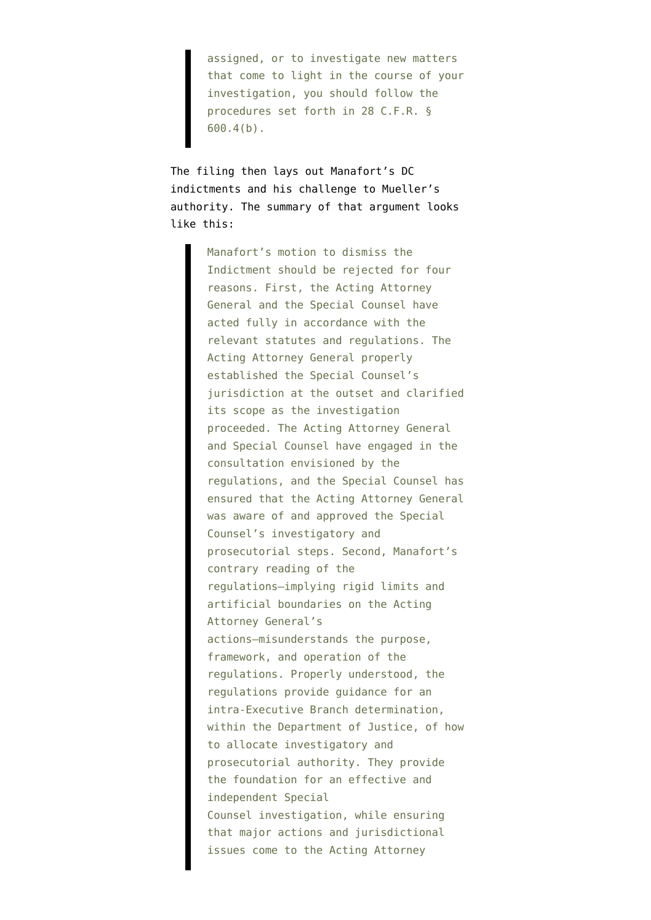> assigned, or to investigate new matters that come to light in the course of your investigation, you should follow the procedures set forth in 28 C.F.R. § 600.4(b).

The filing then lays out Manafort's DC indictments and his challenge to Mueller's authority. The summary of that argument looks like this:

> Manafort's motion to dismiss the Indictment should be rejected for four reasons. First, the Acting Attorney General and the Special Counsel have acted fully in accordance with the relevant statutes and regulations. The Acting Attorney General properly established the Special Counsel's jurisdiction at the outset and clarified its scope as the investigation proceeded. The Acting Attorney General and Special Counsel have engaged in the consultation envisioned by the regulations, and the Special Counsel has ensured that the Acting Attorney General was aware of and approved the Special Counsel's investigatory and prosecutorial steps. Second, Manafort's contrary reading of the regulations—implying rigid limits and artificial boundaries on the Acting Attorney General's actions—misunderstands the purpose, framework, and operation of the regulations. Properly understood, the regulations provide guidance for an intra-Executive Branch determination, within the Department of Justice, of how to allocate investigatory and prosecutorial authority. They provide the foundation for an effective and independent Special Counsel investigation, while ensuring that major actions and jurisdictional issues come to the Acting Attorney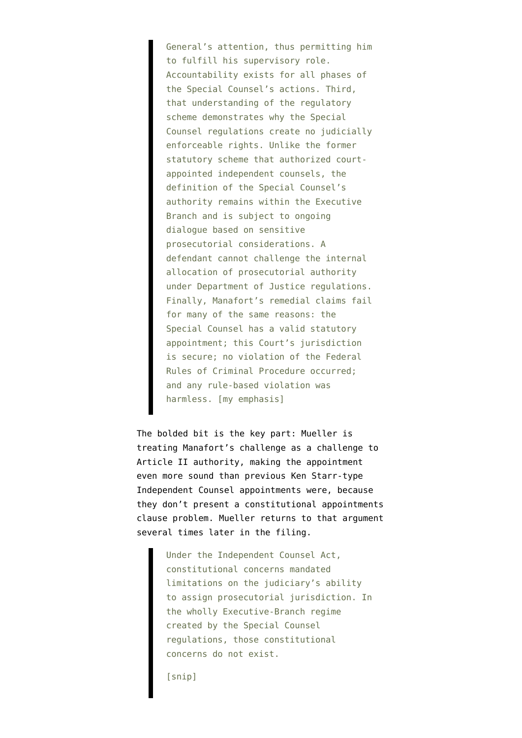> General's attention, thus permitting him to fulfill his supervisory role. Accountability exists for all phases of the Special Counsel's actions. Third, that understanding of the regulatory scheme demonstrates why the Special Counsel regulations create no judicially enforceable rights. Unlike the former statutory scheme that authorized court-appointed independent counsels, the definition of the Special Counsel's authority remains within the Executive Branch and is subject to ongoing dialogue based on sensitive prosecutorial considerations. A defendant cannot challenge the internal allocation of prosecutorial authority under Department of Justice regulations. Finally, Manafort's remedial claims fail for many of the same reasons: the Special Counsel has a valid statutory appointment; this Court's jurisdiction is secure; no violation of the Federal Rules of Criminal Procedure occurred; and any rule-based violation was harmless. [my emphasis]

The bolded bit is the key part: Mueller is treating Manafort's challenge as a challenge to Article II authority, making the appointment even more sound than previous Ken Starr-type Independent Counsel appointments were, because they don't present a constitutional appointments clause problem. Mueller returns to that argument several times later in the filing.

> Under the Independent Counsel Act, constitutional concerns mandated limitations on the judiciary's ability to assign prosecutorial jurisdiction. In the wholly Executive-Branch regime created by the Special Counsel regulations, those constitutional concerns do not exist.
>
> [snip]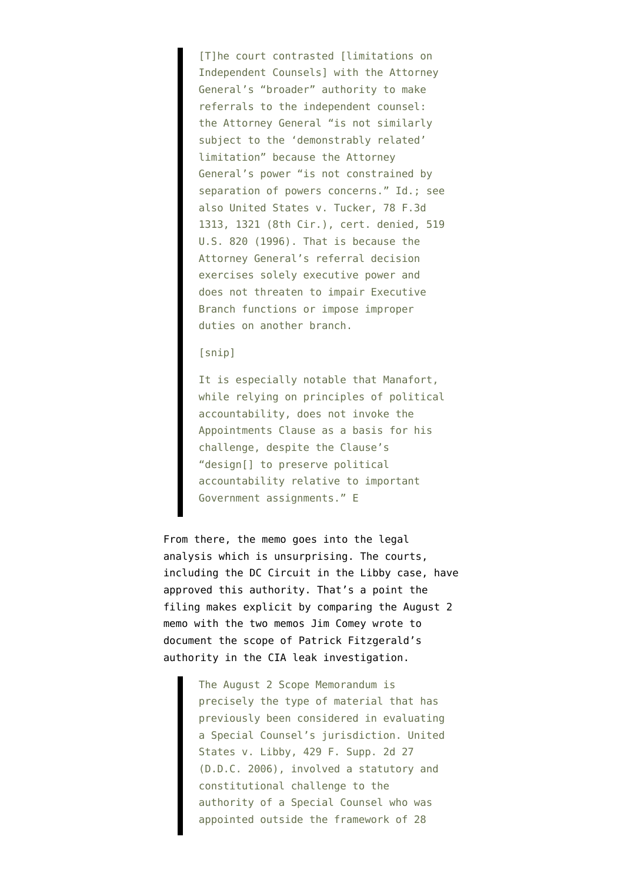> [T]he court contrasted [limitations on Independent Counsels] with the Attorney General's "broader" authority to make referrals to the independent counsel: the Attorney General "is not similarly subject to the 'demonstrably related' limitation" because the Attorney General's power "is not constrained by separation of powers concerns." Id.; see also United States v. Tucker, 78 F.3d 1313, 1321 (8th Cir.), cert. denied, 519 U.S. 820 (1996). That is because the Attorney General's referral decision exercises solely executive power and does not threaten to impair Executive Branch functions or impose improper duties on another branch.
>
> [snip]
>
> It is especially notable that Manafort, while relying on principles of political accountability, does not invoke the Appointments Clause as a basis for his challenge, despite the Clause's "design[] to preserve political accountability relative to important Government assignments." E

From there, the memo goes into the legal analysis which is unsurprising. The courts, including the DC Circuit in the Libby case, have approved this authority. That's a point the filing makes explicit by comparing the August 2 memo with the two memos Jim Comey wrote to document the scope of Patrick Fitzgerald's authority in the CIA leak investigation.

> The August 2 Scope Memorandum is precisely the type of material that has previously been considered in evaluating a Special Counsel's jurisdiction. United States v. Libby, 429 F. Supp. 2d 27 (D.D.C. 2006), involved a statutory and constitutional challenge to the authority of a Special Counsel who was appointed outside the framework of 28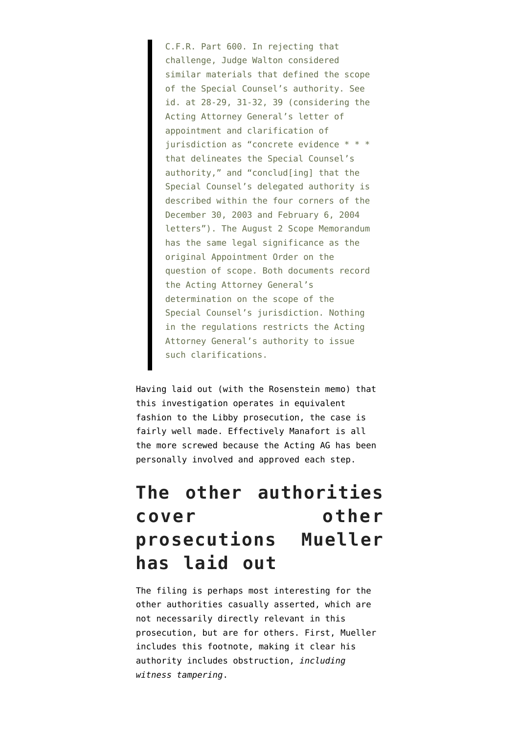> C.F.R. Part 600. In rejecting that challenge, Judge Walton considered similar materials that defined the scope of the Special Counsel's authority. See id. at 28-29, 31-32, 39 (considering the Acting Attorney General's letter of appointment and clarification of jurisdiction as "concrete evidence * * * that delineates the Special Counsel's authority," and "conclud[ing] that the Special Counsel's delegated authority is described within the four corners of the December 30, 2003 and February 6, 2004 letters"). The August 2 Scope Memorandum has the same legal significance as the original Appointment Order on the question of scope. Both documents record the Acting Attorney General's determination on the scope of the Special Counsel's jurisdiction. Nothing in the regulations restricts the Acting Attorney General's authority to issue such clarifications.

Having laid out (with the Rosenstein memo) that this investigation operates in equivalent fashion to the Libby prosecution, the case is fairly well made. Effectively Manafort is all the more screwed because the Acting AG has been personally involved and approved each step.

## The other authorities cover other prosecutions Mueller has laid out

The filing is perhaps most interesting for the other authorities casually asserted, which are not necessarily directly relevant in this prosecution, but are for others. First, Mueller includes this footnote, making it clear his authority includes obstruction, *including witness tampering*.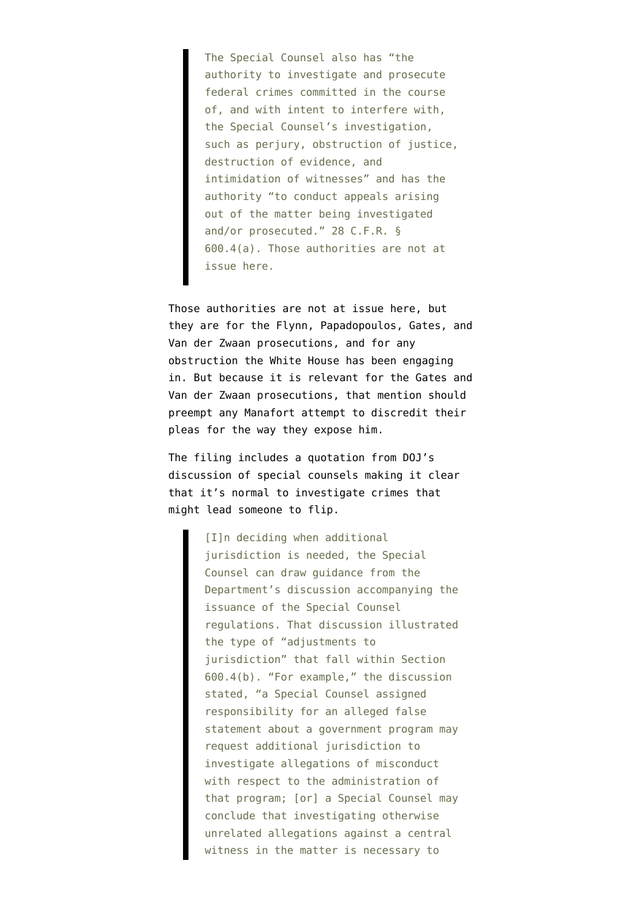> The Special Counsel also has “the authority to investigate and prosecute federal crimes committed in the course of, and with intent to interfere with, the Special Counsel’s investigation, such as perjury, obstruction of justice, destruction of evidence, and intimidation of witnesses” and has the authority “to conduct appeals arising out of the matter being investigated and/or prosecuted.” 28 C.F.R. § 600.4(a). Those authorities are not at issue here.

Those authorities are not at issue here, but they are for the Flynn, Papadopoulos, Gates, and Van der Zwaan prosecutions, and for any obstruction the White House has been engaging in. But because it is relevant for the Gates and Van der Zwaan prosecutions, that mention should preempt any Manafort attempt to discredit their pleas for the way they expose him.

The filing includes a quotation from DOJ’s discussion of special counsels making it clear that it’s normal to investigate crimes that might lead someone to flip.

> [I]n deciding when additional jurisdiction is needed, the Special Counsel can draw guidance from the Department’s discussion accompanying the issuance of the Special Counsel regulations. That discussion illustrated the type of “adjustments to jurisdiction” that fall within Section 600.4(b). “For example,” the discussion stated, “a Special Counsel assigned responsibility for an alleged false statement about a government program may request additional jurisdiction to investigate allegations of misconduct with respect to the administration of that program; [or] a Special Counsel may conclude that investigating otherwise unrelated allegations against a central witness in the matter is necessary to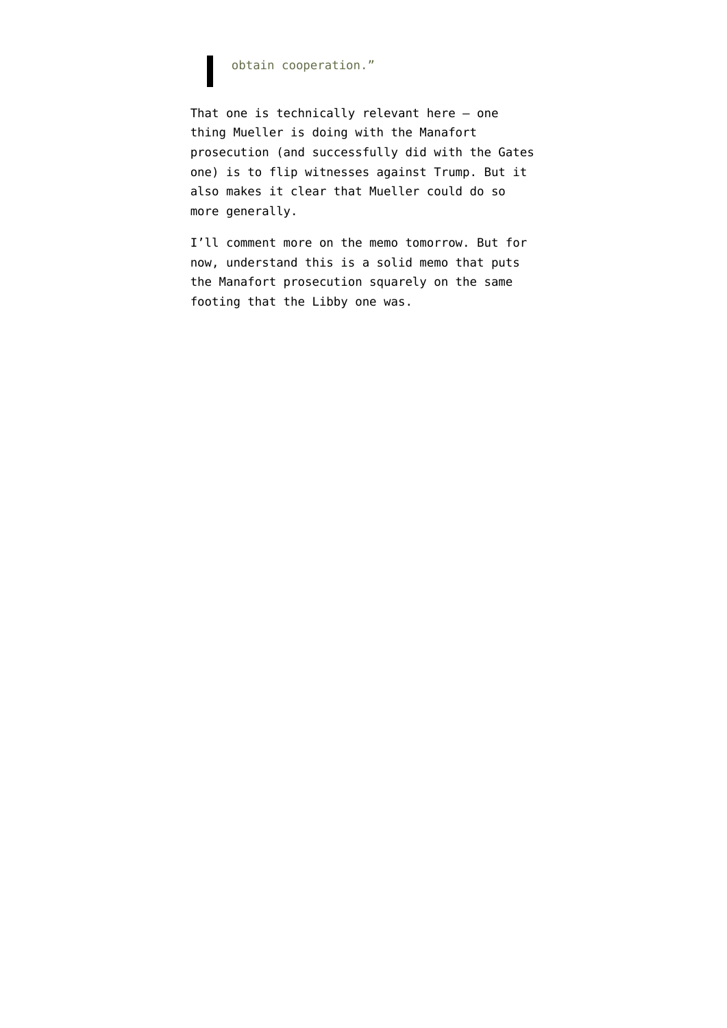> obtain cooperation."

That one is technically relevant here — one thing Mueller is doing with the Manafort prosecution (and successfully did with the Gates one) is to flip witnesses against Trump. But it also makes it clear that Mueller could do so more generally.

I'll comment more on the memo tomorrow. But for now, understand this is a solid memo that puts the Manafort prosecution squarely on the same footing that the Libby one was.